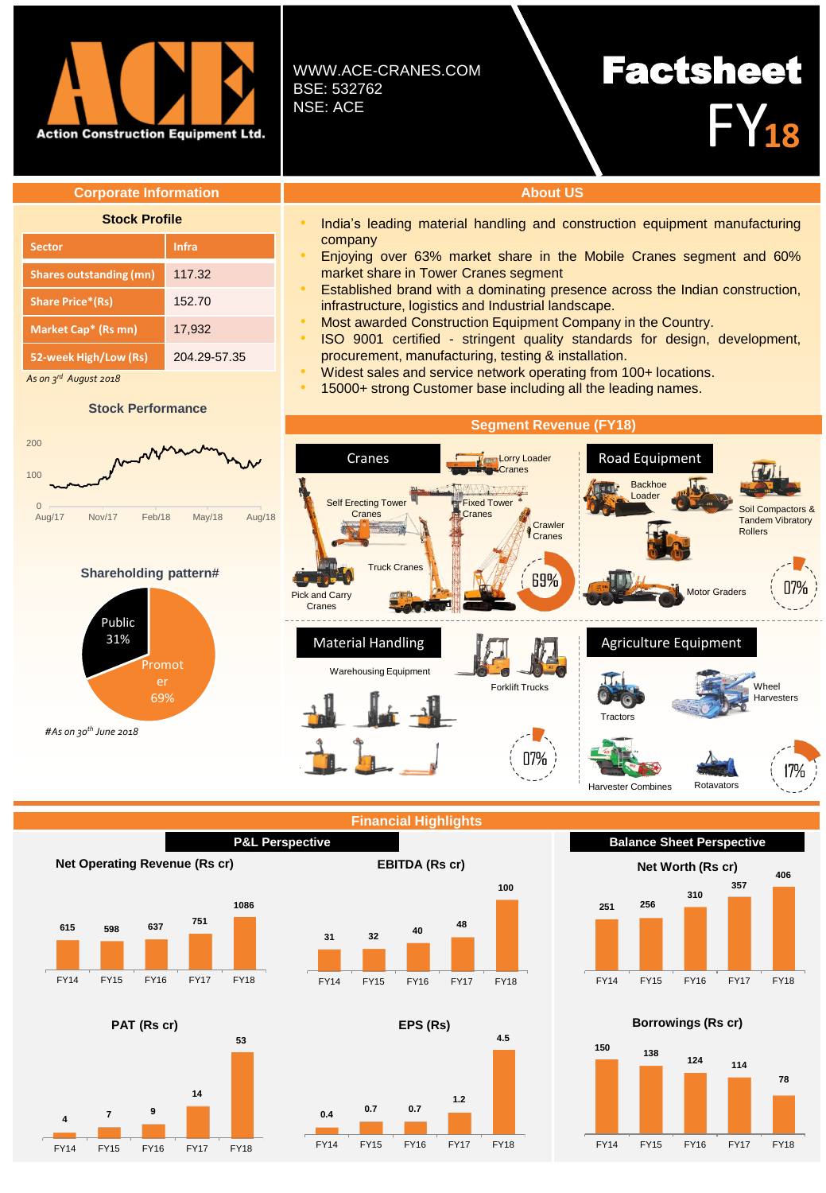# ACE Action Construction Equipment Ltd.

WWW.ACE-CRANES.COM
BSE: 532762
NSE: ACE

# Factsheet FY18

## Corporate Information

### Stock Profile

| Sector | Infra |
|---|---|
| Shares outstanding (mn) | 117.32 |
| Share Price*(Rs) | 152.70 |
| Market Cap* (Rs mn) | 17,932 |
| 52-week High/Low (Rs) | 204.29-57.35 |

*As on 3rd August 2018*

### Stock Performance

### Shareholding pattern#

- Public: 31%
- Promoter: 69%

*#As on 30th June 2018*

## About US

- India's leading material handling and construction equipment manufacturing company
- Enjoying over 63% market share in the Mobile Cranes segment and 60% market share in Tower Cranes segment
- Established brand with a dominating presence across the Indian construction, infrastructure, logistics and Industrial landscape.
- Most awarded Construction Equipment Company in the Country.
- ISO 9001 certified - stringent quality standards for design, development, procurement, manufacturing, testing & installation.
- Widest sales and service network operating from 100+ locations.
- 15000+ strong Customer base including all the leading names.

## Segment Revenue (FY18)

**Cranes** – 69%: Lorry Loader Cranes, Self Erecting Tower Cranes, Fixed Tower Cranes, Crawler Cranes, Truck Cranes, Pick and Carry Cranes

**Road Equipment** – 07%: Backhoe Loader, Soil Compactors & Tandem Vibratory Rollers, Motor Graders

**Material Handling** – 07%: Warehousing Equipment, Forklift Trucks

**Agriculture Equipment** – 17%: Tractors, Wheel Harvesters, Harvester Combines, Rotavators

## Financial Highlights

### P&L Perspective

| | FY14 | FY15 | FY16 | FY17 | FY18 |
|---|---|---|---|---|---|
| Net Operating Revenue (Rs cr) | 615 | 598 | 637 | 751 | 1086 |
| EBITDA (Rs cr) | 31 | 32 | 40 | 48 | 100 |
| PAT (Rs cr) | 4 | 7 | 9 | 14 | 53 |
| EPS (Rs) | 0.4 | 0.7 | 0.7 | 1.2 | 4.5 |

### Balance Sheet Perspective

| | FY14 | FY15 | FY16 | FY17 | FY18 |
|---|---|---|---|---|---|
| Net Worth (Rs cr) | 251 | 256 | 310 | 357 | 406 |
| Borrowings (Rs cr) | 150 | 138 | 124 | 114 | 78 |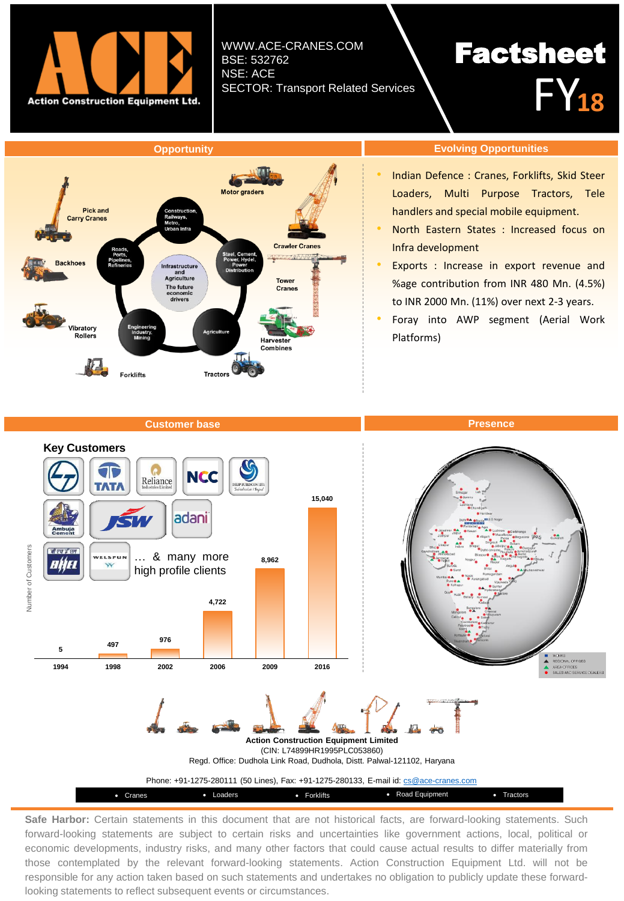**ACE**
Action Construction Equipment Ltd.

WWW.ACE-CRANES.COM
BSE: 532762
NSE: ACE
SECTOR: Transport Related Services

# Factsheet FY18

## Opportunity

Infrastructure and Agriculture — The future economic drivers

Construction, Railways, Metro, Urban Infra
Steel, Cement, Power, Hydel, Power Distribution
Agriculture
Engineering Industry, Mining
Roads, Ports, Pipelines, Refineries

Motor graders
Crawler Cranes
Tower Cranes
Harvester Combines
Tractors
Forklifts
Vibratory Rollers
Backhoes
Pick and Carry Cranes

## Evolving Opportunities

- Indian Defence : Cranes, Forklifts, Skid Steer Loaders, Multi Purpose Tractors, Tele handlers and special mobile equipment.
- North Eastern States : Increased focus on Infra development
- Exports : Increase in export revenue and %age contribution from INR 480 Mn. (4.5%) to INR 2000 Mn. (11%) over next 2-3 years.
- Foray into AWP segment (Aerial Work Platforms)

## Customer base

### Key Customers

L&T, TATA, Reliance Industries Limited, NCC, Dilip Buildcon Ltd., Ambuja Cement, JSW, adani, BHEL, Welspun

… & many more high profile clients

Number of Customers

5
497
976
4,722
8,962
15,040

1994
1998
2002
2006
2009
2016

## Presence

WORKS
REGIONAL OFFICES
AREA OFFICES
SALES AND SERVICE DEALERS

**Action Construction Equipment Limited**
(CIN: L74899HR1995PLC053860)
Regd. Office: Dudhola Link Road, Dudhola, Distt. Palwal-121102, Haryana

Phone: +91-1275-280111 (50 Lines), Fax: +91-1275-280133, E-mail id: cs@ace-cranes.com

- Cranes
- Loaders
- Forklifts
- Road Equipment
- Tractors

**Safe Harbor:** Certain statements in this document that are not historical facts, are forward-looking statements. Such forward-looking statements are subject to certain risks and uncertainties like government actions, local, political or economic developments, industry risks, and many other factors that could cause actual results to differ materially from those contemplated by the relevant forward-looking statements. Action Construction Equipment Ltd. will not be responsible for any action taken based on such statements and undertakes no obligation to publicly update these forward-looking statements to reflect subsequent events or circumstances.